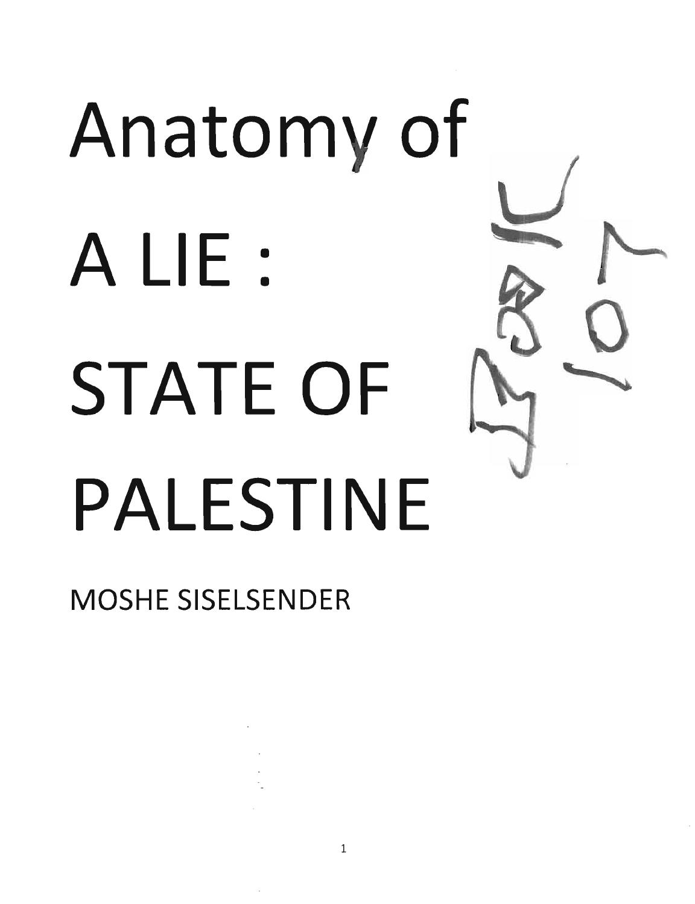# Anatomy of A LIE : STATE OF PALESTINE

MOSHE SISELSENDER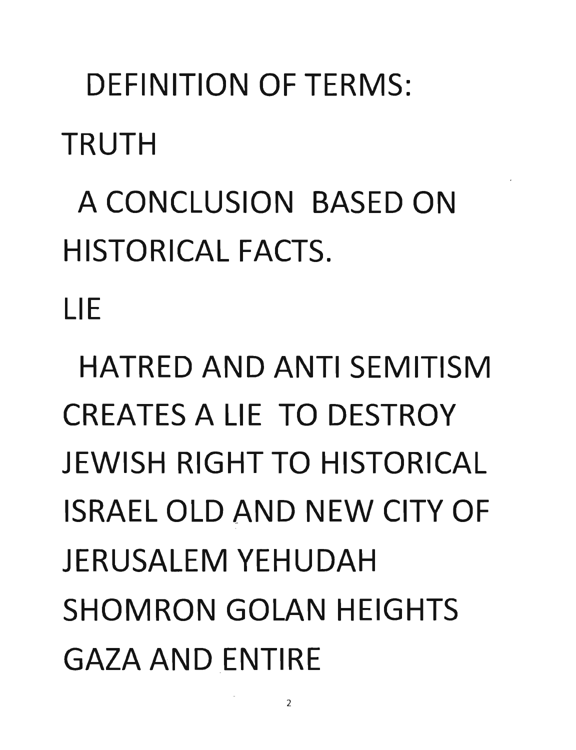# DEFINITION OF TERMS:

TRUTH

A CONCLUSION BASED ON HISTORICAL FACTS.

LIE

HATRED AND ANTI SEMITISM CREATES A LIE TO DESTROY JEWISH RIGHT TO HISTORICAL ISRAEL OLD AND NEW CITY OF JERUSALEM YEHUDAH SHOMRON GOLAN HEIGHTS GAZA AND ENTIRE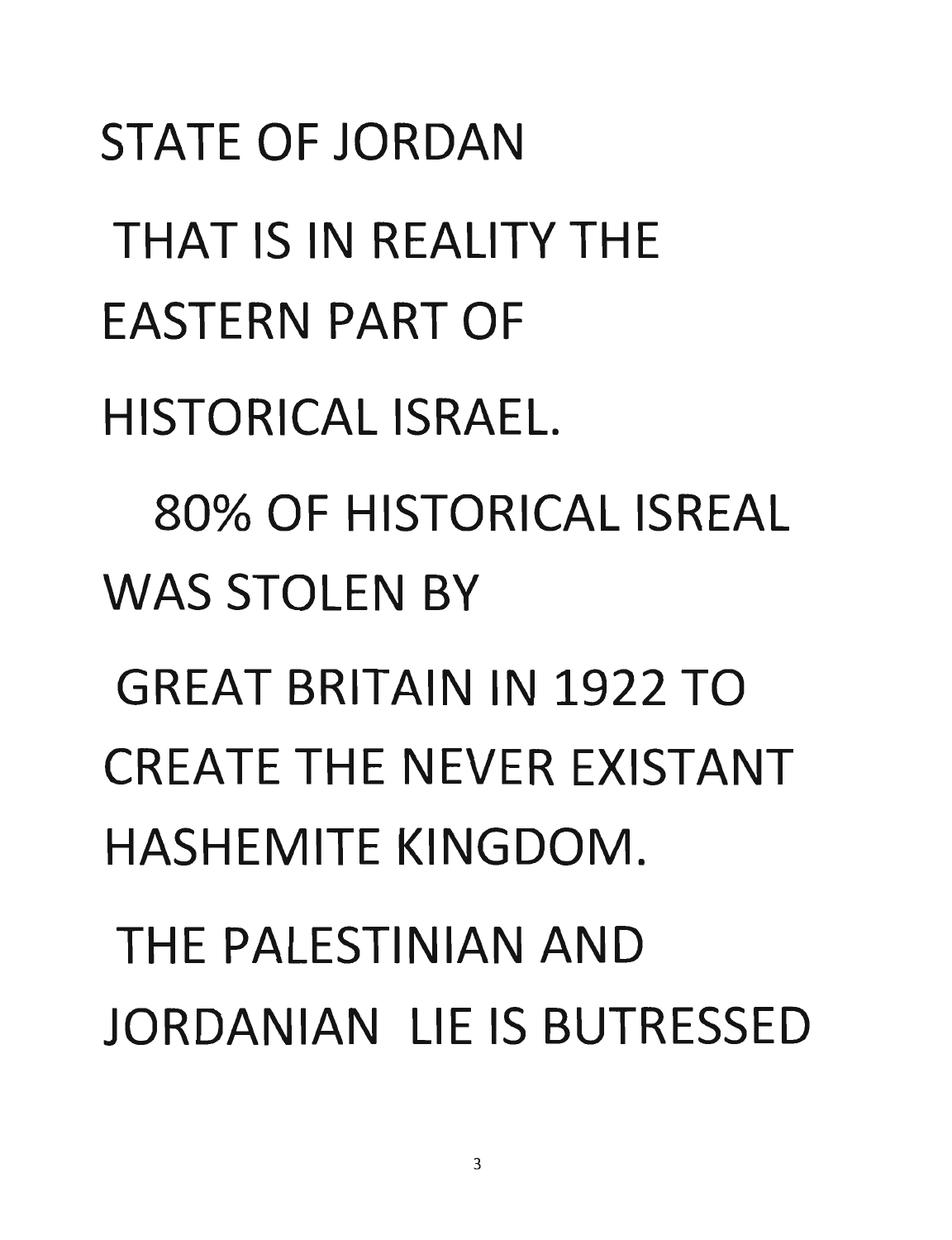STATE OF JORDAN

THAT IS IN REALITY THE EASTERN PART OF HISTORICAL ISRAEL.

80% OF HISTORICAL ISREAL WAS STOLEN BY GREAT BRITAIN IN 1922 TO CREATE THE NEVER EXISTANT HASHEMITE KINGDOM.

THE PALESTINIAN AND JORDANIAN LIE IS BUTRESSED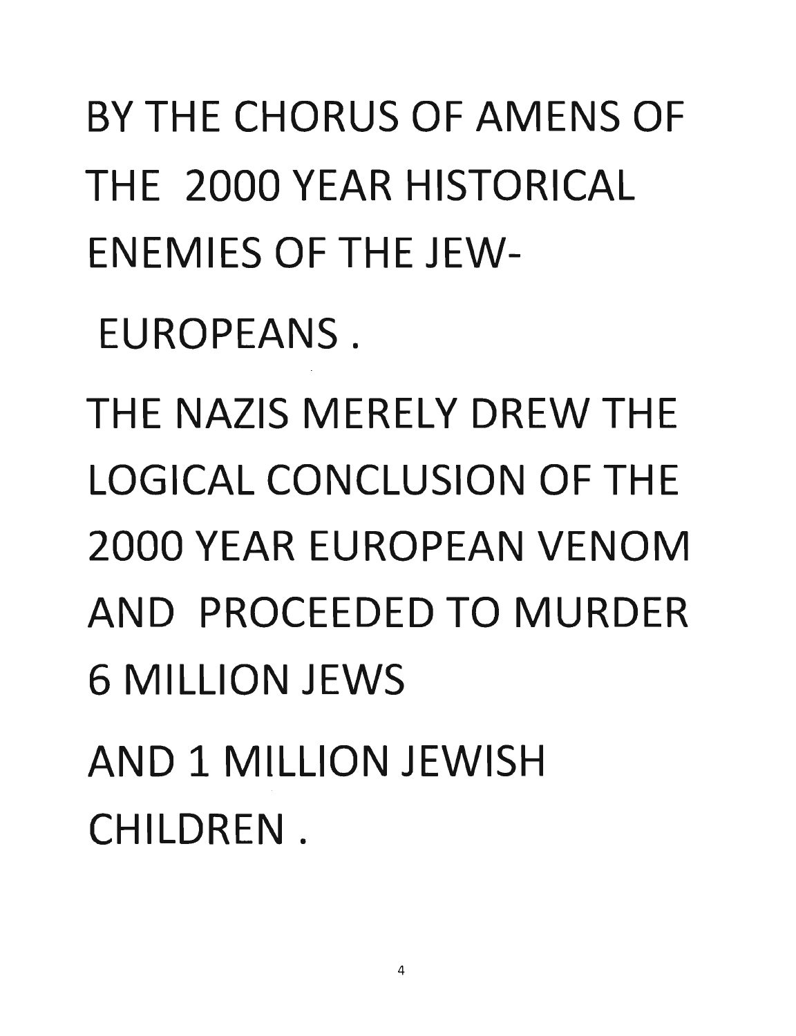BY THE CHORUS OF AMENS OF THE 2000 YEAR HISTORICAL ENEMIES OF THE JEW-

EUROPEANS .

THE NAZIS MERELY DREW THE LOGICAL CONCLUSION OF THE 2000 YEAR EUROPEAN VENOM AND PROCEEDED TO MURDER 6 MILLION JEWS

AND 1 MILLION JEWISH CHILDREN .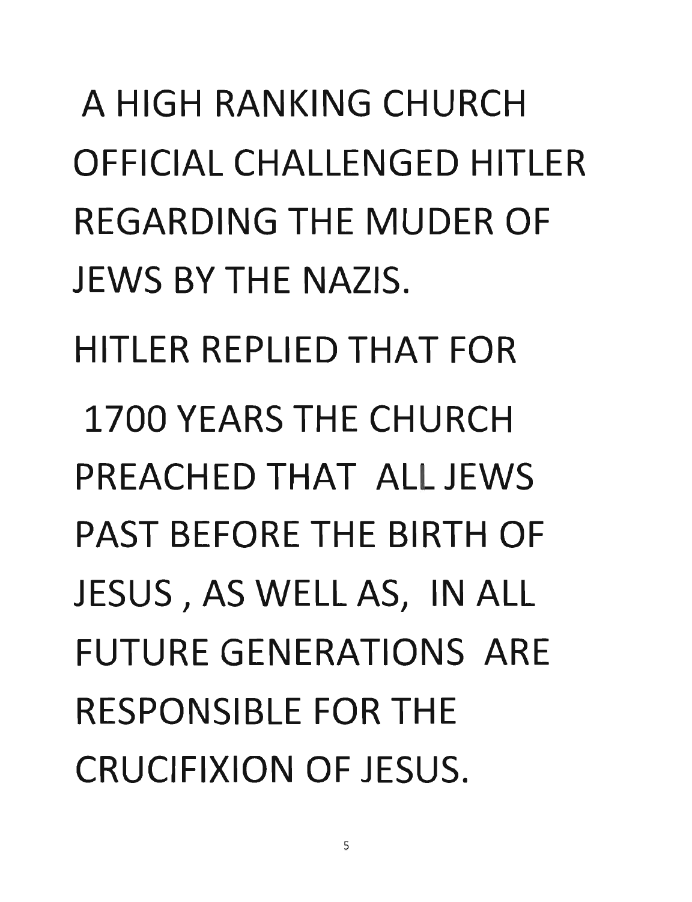A HIGH RANKING CHURCH OFFICIAL CHALLENGED HITLER REGARDING THE MUDER OF JEWS BY THE NAZIS.

HITLER REPLIED THAT FOR 1700 YEARS THE CHURCH PREACHED THAT ALL JEWS PAST BEFORE THE BIRTH OF JESUS , AS WELL AS, IN ALL FUTURE GENERATIONS ARE RESPONSIBLE FOR THE CRUCIFIXION OF JESUS.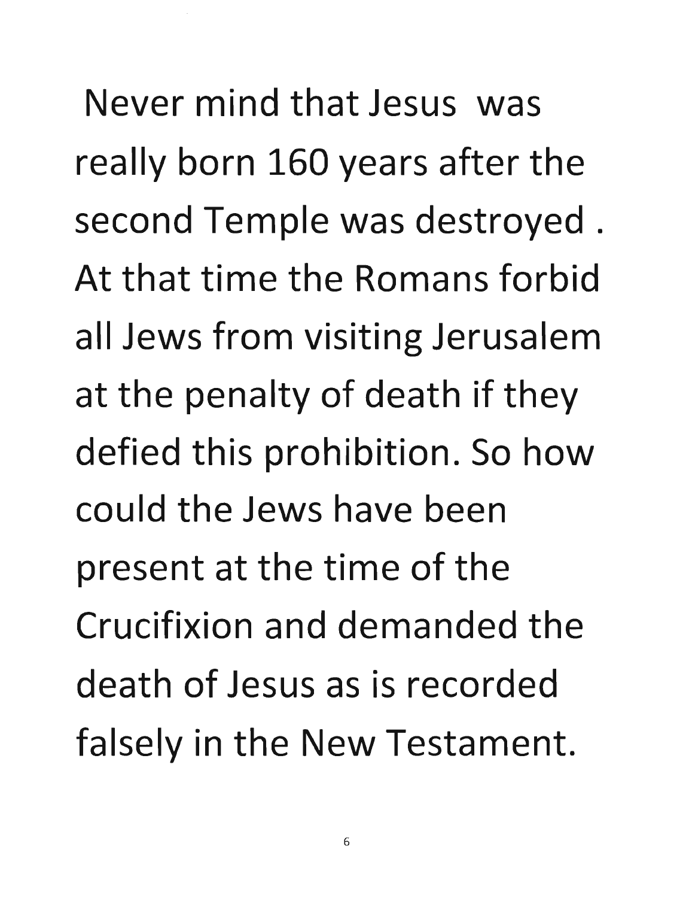Never mind that Jesus was really born 160 years after the second Temple was destroyed . At that time the Romans forbid all Jews from visiting Jerusalem at the penalty of death if they defied this prohibition. So how could the Jews have been present at the time of the Crucifixion and demanded the death of Jesus as is recorded falsely in the New Testament.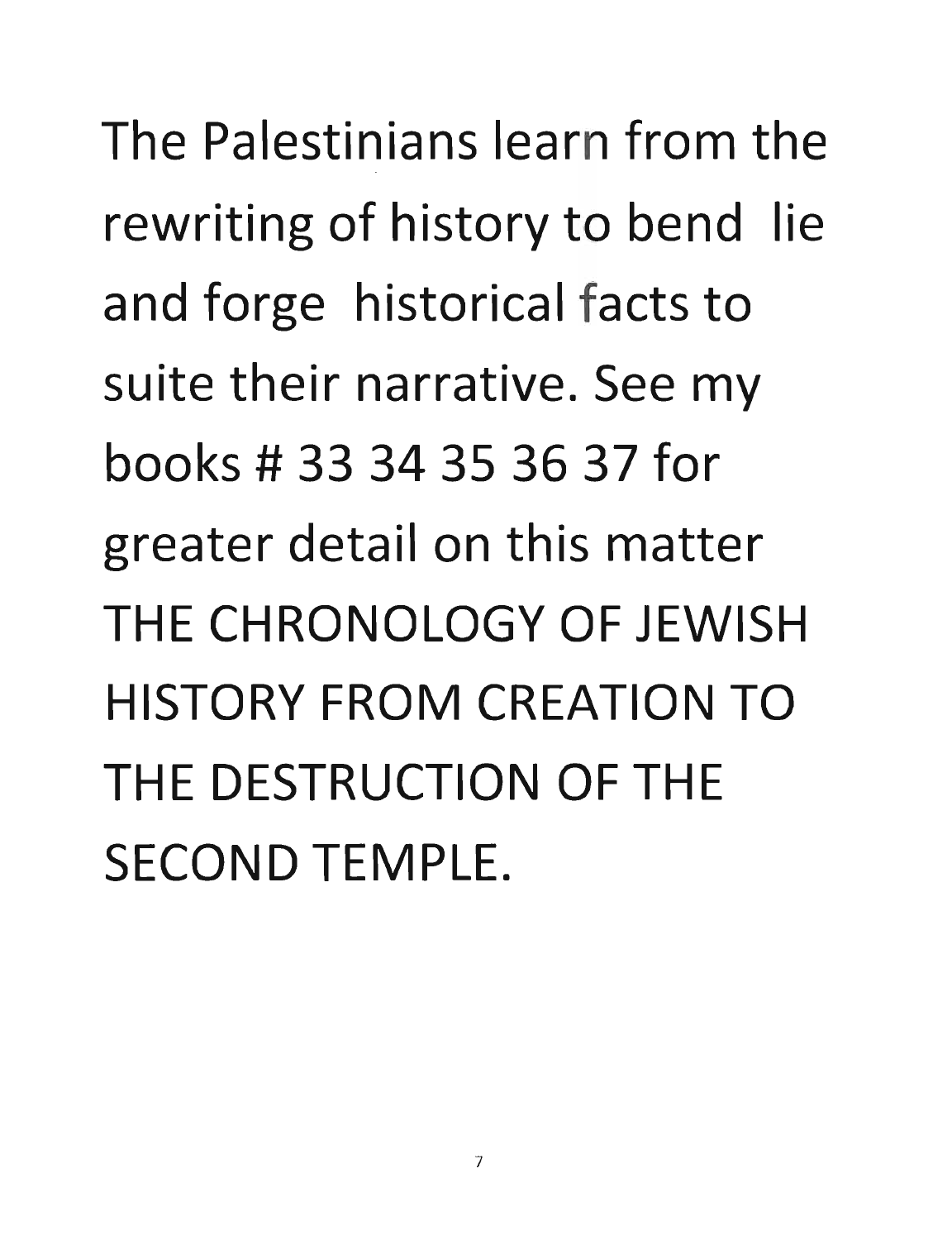The Palestinians learn from the rewriting of history to bend lie and forge historical facts to suite their narrative. See my books # 33 34 35 36 37 for greater detail on this matter THE CHRONOLOGY OF JEWISH HISTORY FROM CREATION TO THE DESTRUCTION OF THE SECOND TEMPLE.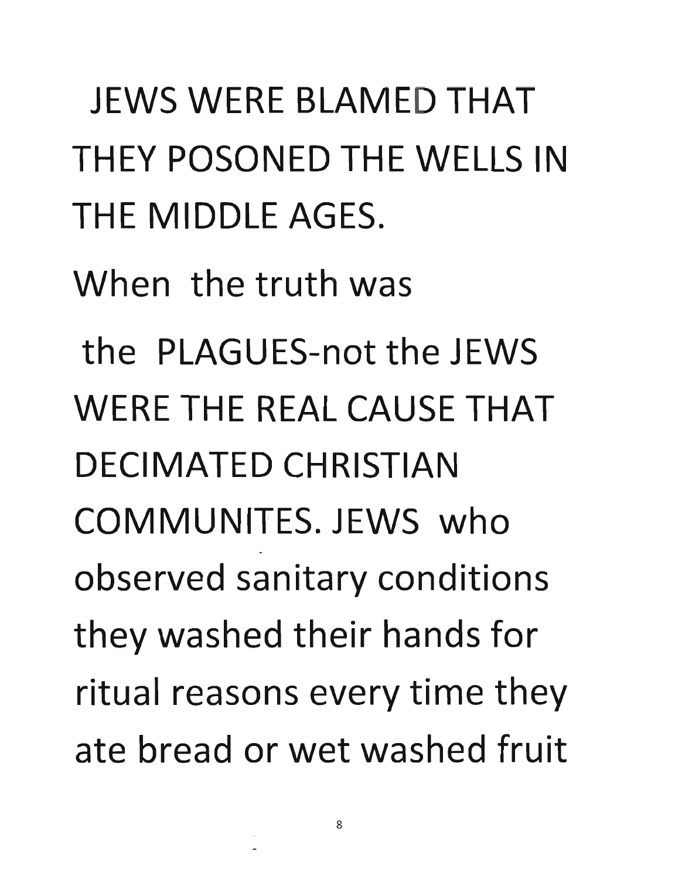JEWS WERE BLAMED THAT THEY POSONED THE WELLS IN THE MIDDLE AGES.

When the truth was the PLAGUES-not the JEWS WERE THE REAL CAUSE THAT DECIMATED CHRISTIAN COMMUNITES. JEWS who observed sanitary conditions they washed their hands for ritual reasons every time they ate bread or wet washed fruit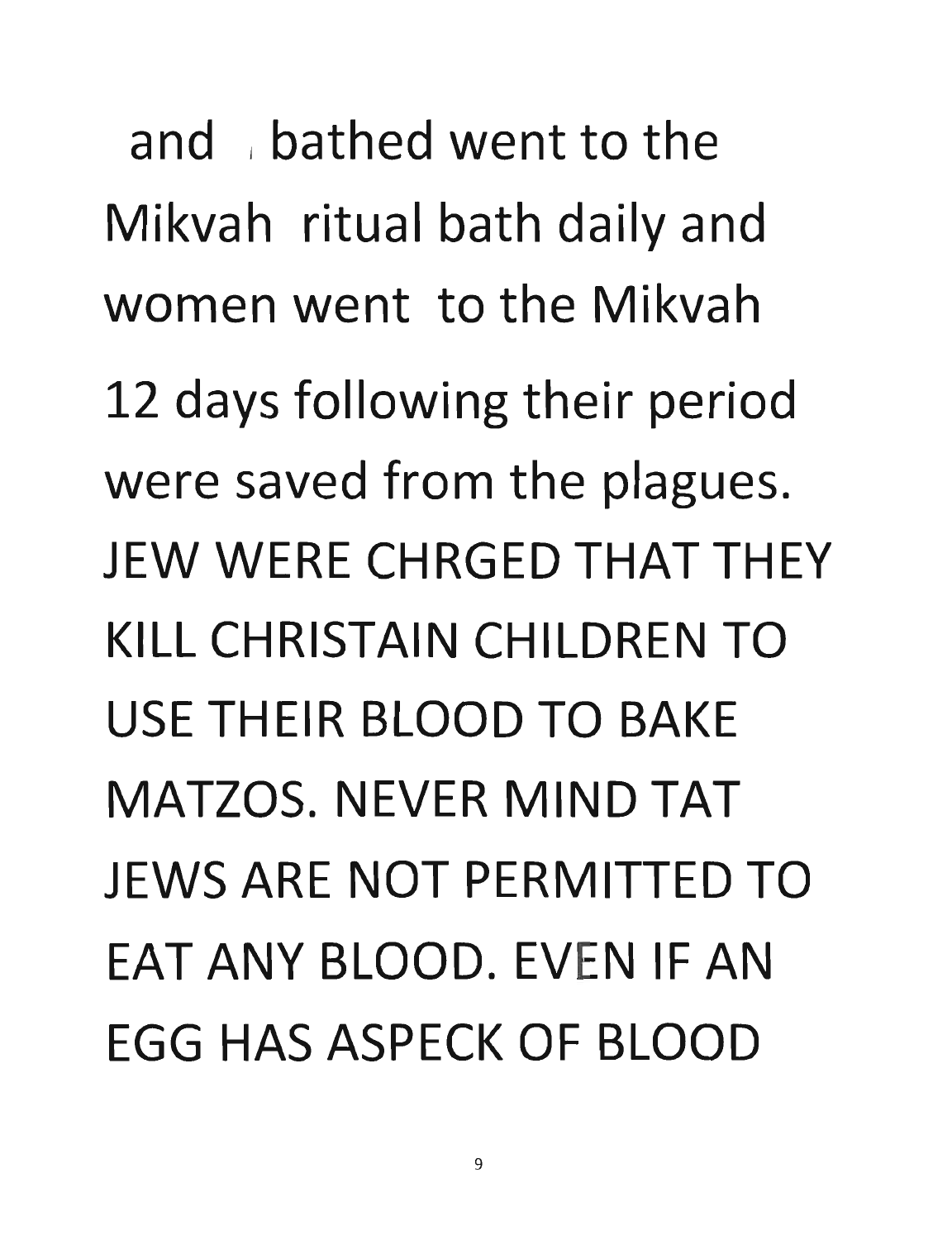and bathed went to the Mikvah ritual bath daily and women went to the Mikvah 12 days following their period were saved from the plagues. JEW WERE CHRGED THAT THEY KILL CHRISTAIN CHILDREN TO USE THEIR BLOOD TO BAKE MATZOS. NEVER MIND TAT JEWS ARE NOT PERMITTED TO EAT ANY BLOOD. EVEN IF AN EGG HAS ASPECK OF BLOOD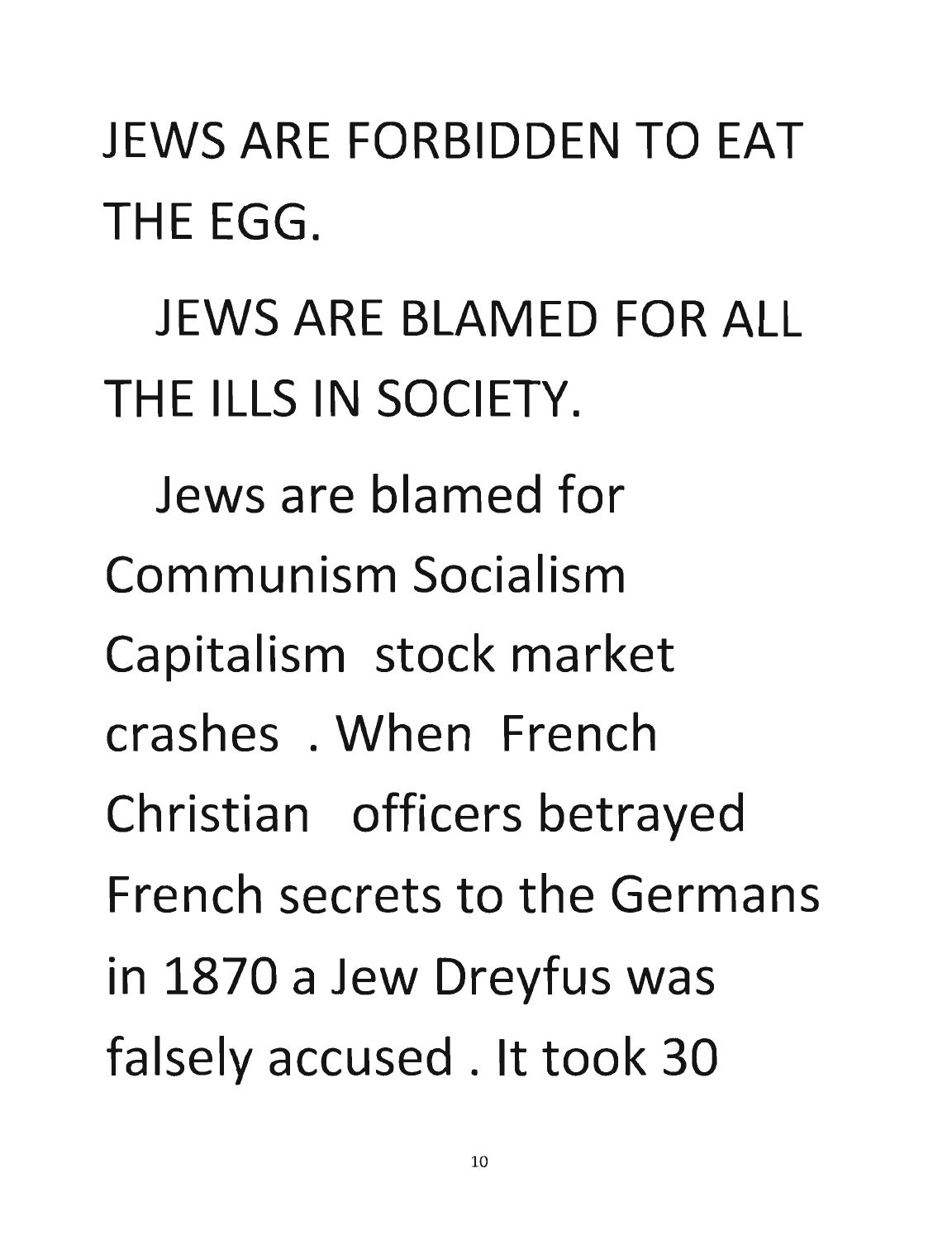JEWS ARE FORBIDDEN TO EAT THE EGG.

JEWS ARE BLAMED FOR ALL THE ILLS IN SOCIETY.

Jews are blamed for Communism Socialism Capitalism stock market crashes . When French Christian officers betrayed French secrets to the Germans in 1870 a Jew Dreyfus was falsely accused . It took 30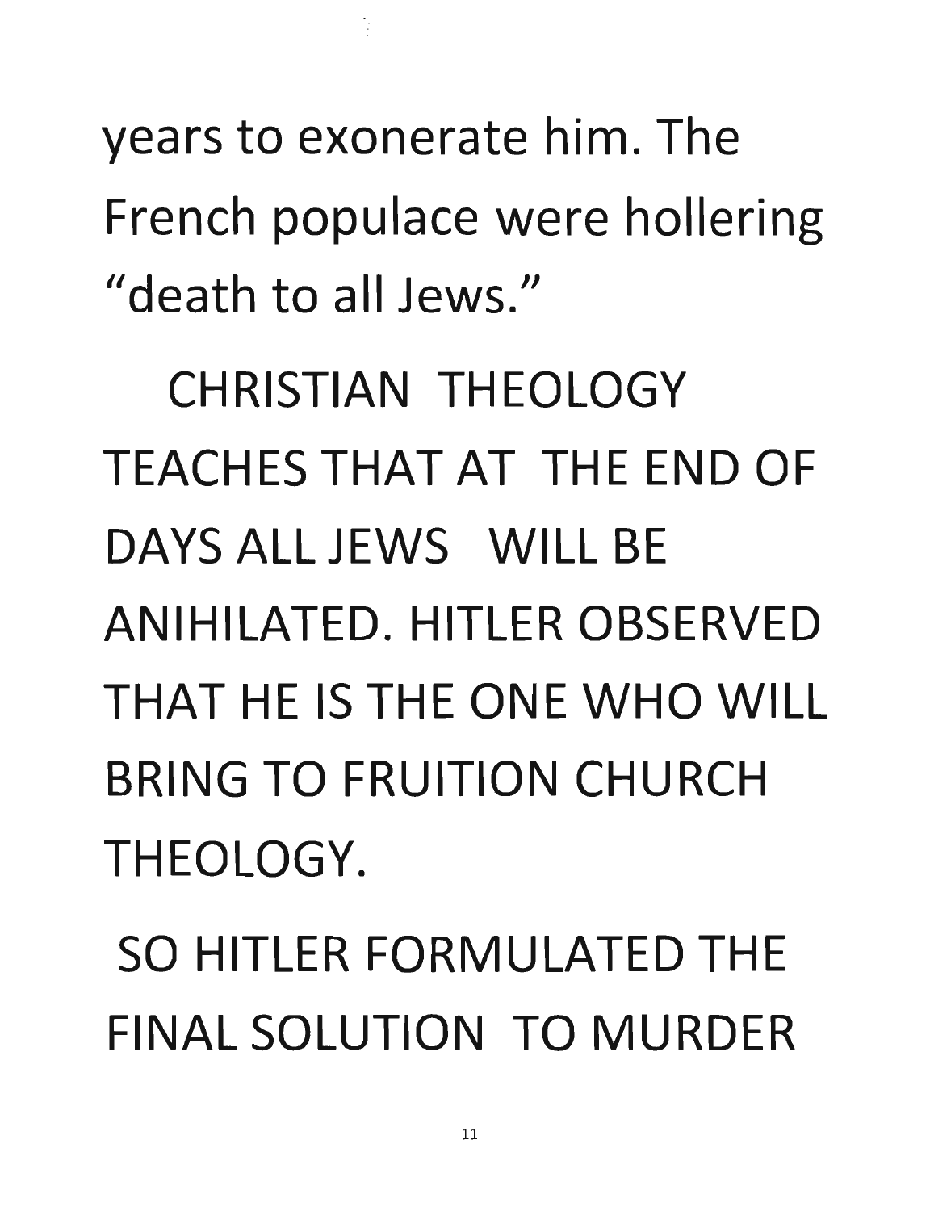years to exonerate him. The French populace were hollering "death to all Jews."

CHRISTIAN THEOLOGY TEACHES THAT AT THE END OF DAYS ALL JEWS WILL BE ANIHILATED. HITLER OBSERVED THAT HE IS THE ONE WHO WILL BRING TO FRUITION CHURCH THEOLOGY.

SO HITLER FORMULATED THE FINAL SOLUTION TO MURDER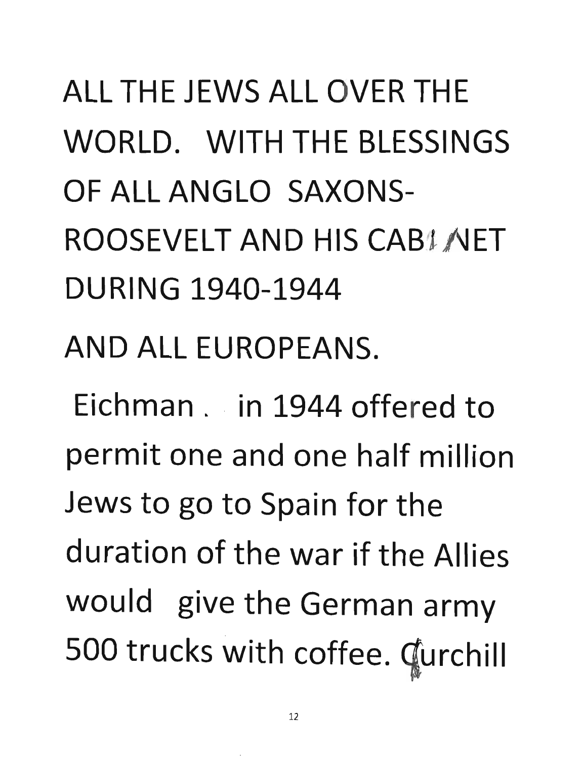ALL THE JEWS ALL OVER THE WORLD. WITH THE BLESSINGS OF ALL ANGLO SAXONS- ROOSEVELT AND HIS CABINET DURING 1940-1944

AND ALL EUROPEANS.

Eichman . in 1944 offered to permit one and one half million Jews to go to Spain for the duration of the war if the Allies would give the German army 500 trucks with coffee. Curchill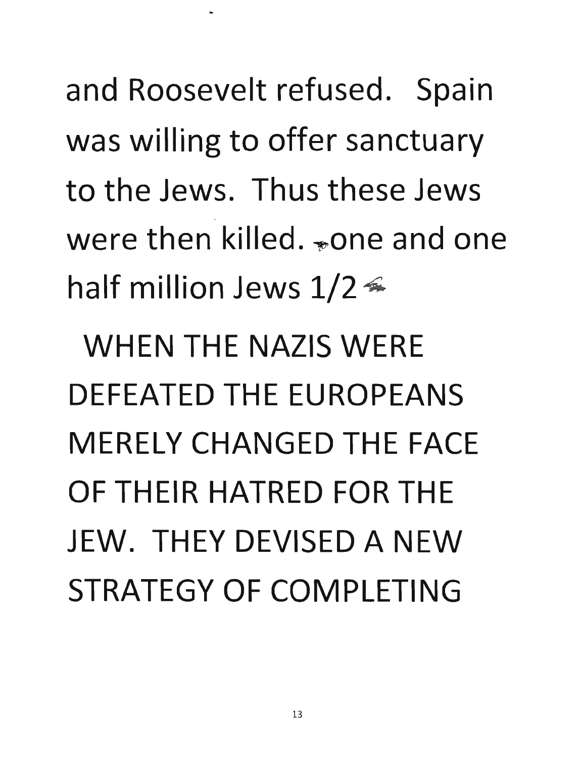and Roosevelt refused. Spain was willing to offer sanctuary to the Jews. Thus these Jews were then killed. one and one half million Jews 1/2

WHEN THE NAZIS WERE DEFEATED THE EUROPEANS MERELY CHANGED THE FACE OF THEIR HATRED FOR THE JEW. THEY DEVISED A NEW STRATEGY OF COMPLETING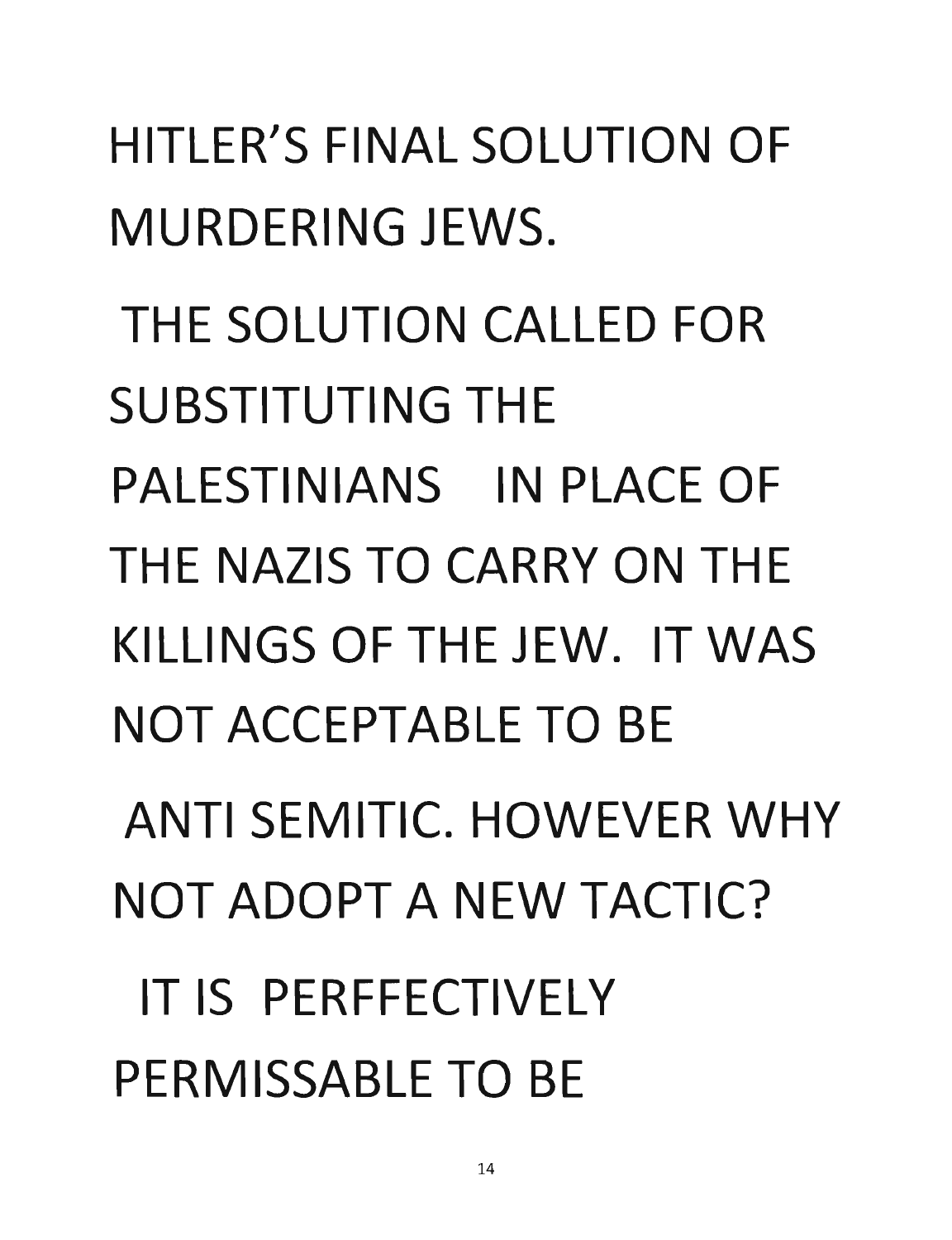HITLER'S FINAL SOLUTION OF MURDERING JEWS.

THE SOLUTION CALLED FOR SUBSTITUTING THE PALESTINIANS IN PLACE OF THE NAZIS TO CARRY ON THE KILLINGS OF THE JEW. IT WAS NOT ACCEPTABLE TO BE

ANTI SEMITIC. HOWEVER WHY NOT ADOPT A NEW TACTIC?

IT IS PERFFECTIVELY PERMISSABLE TO BE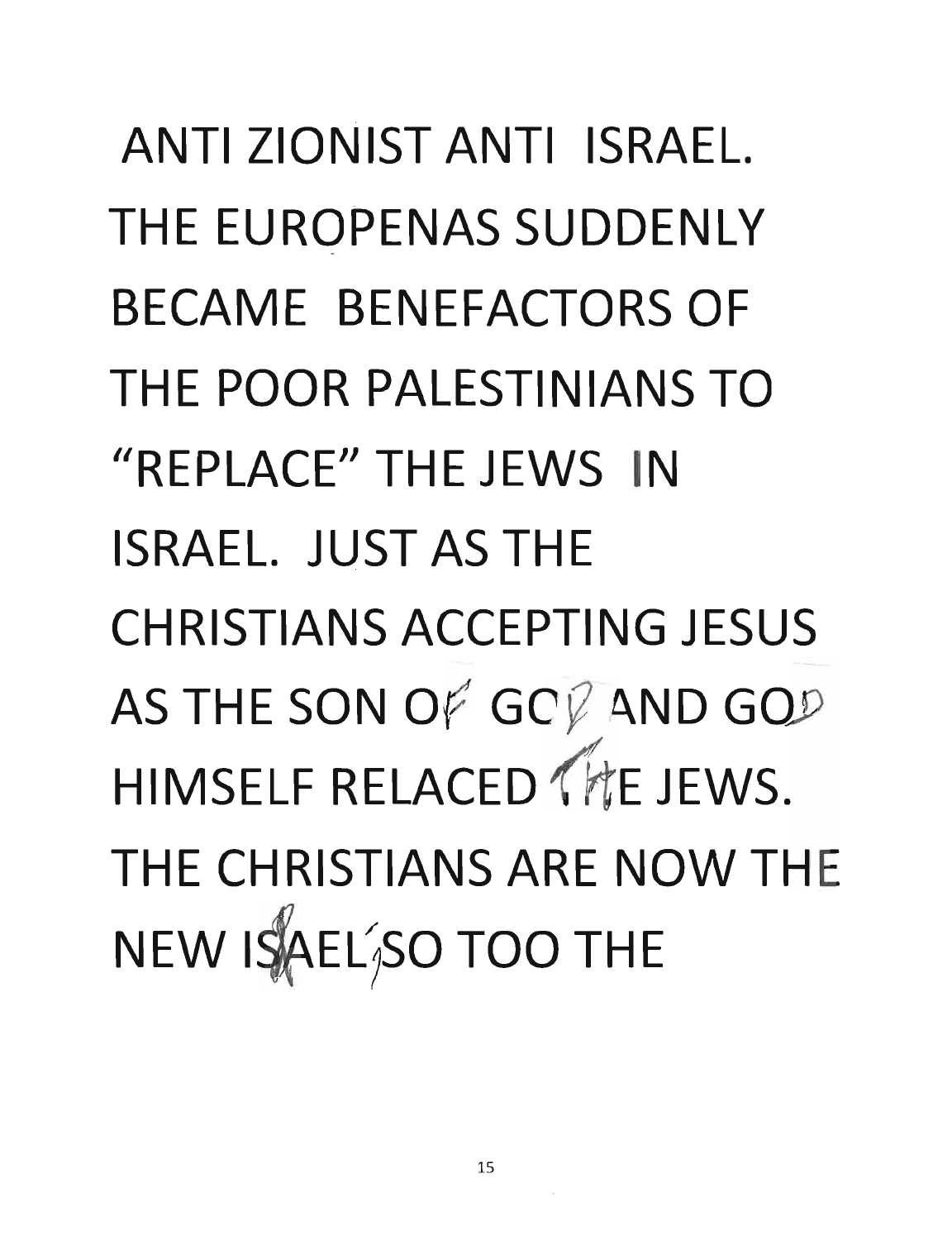ANTI ZIONIST ANTI ISRAEL. THE EUROPENAS SUDDENLY BECAME BENEFACTORS OF THE POOR PALESTINIANS TO "REPLACE" THE JEWS IN ISRAEL. JUST AS THE CHRISTIANS ACCEPTING JESUS AS THE SON OF GOD AND GOD HIMSELF RELACED THE JEWS. THE CHRISTIANS ARE NOW THE NEW ISRAEL, SO TOO THE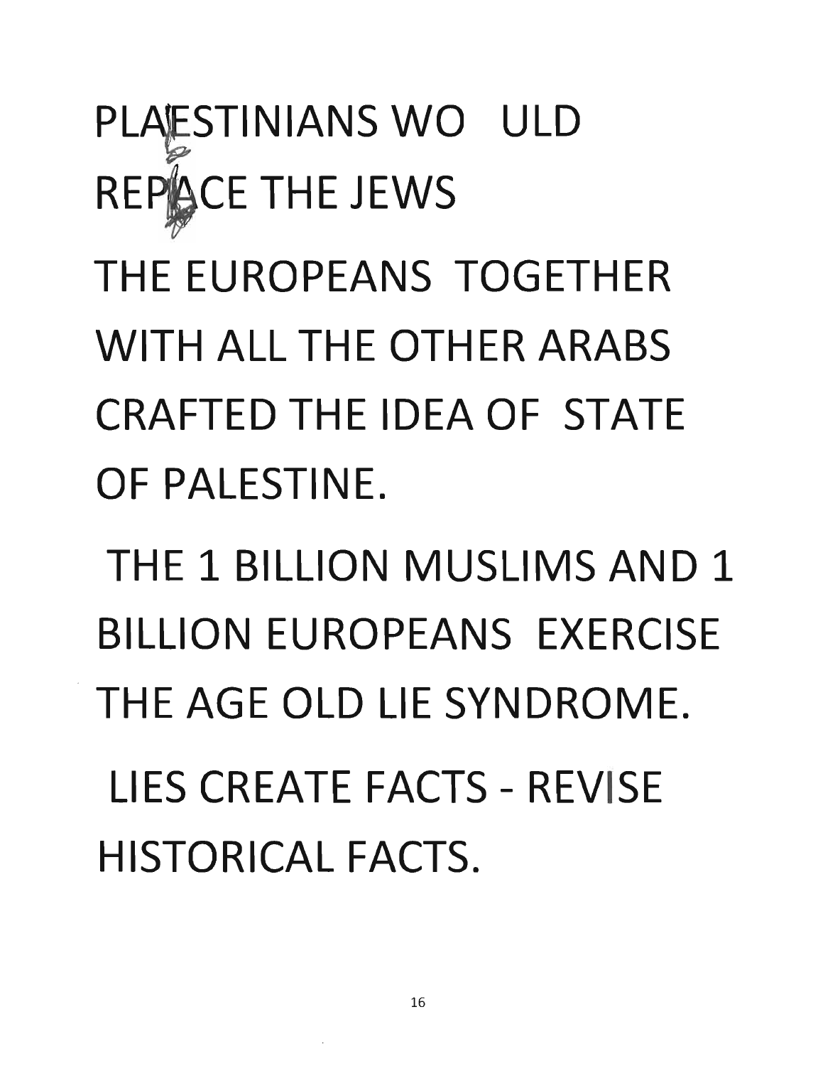PLAESTINIANS WO ULD REPLACE THE JEWS

THE EUROPEANS TOGETHER WITH ALL THE OTHER ARABS CRAFTED THE IDEA OF STATE OF PALESTINE.

THE 1 BILLION MUSLIMS AND 1 BILLION EUROPEANS EXERCISE THE AGE OLD LIE SYNDROME.

LIES CREATE FACTS - REVISE HISTORICAL FACTS.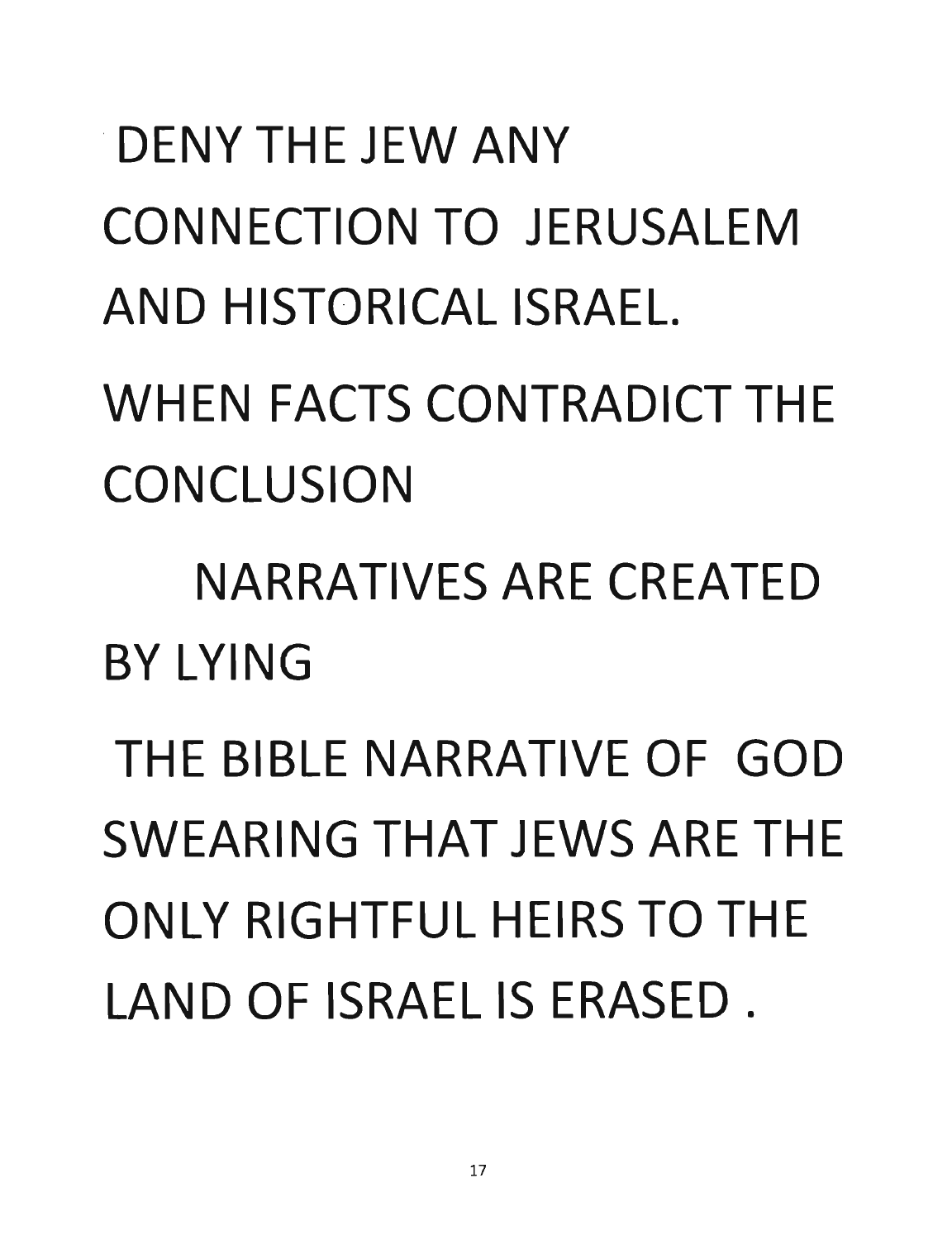DENY THE JEW ANY CONNECTION TO JERUSALEM AND HISTORICAL ISRAEL.

WHEN FACTS CONTRADICT THE CONCLUSION

NARRATIVES ARE CREATED BY LYING

THE BIBLE NARRATIVE OF GOD SWEARING THAT JEWS ARE THE ONLY RIGHTFUL HEIRS TO THE LAND OF ISRAEL IS ERASED .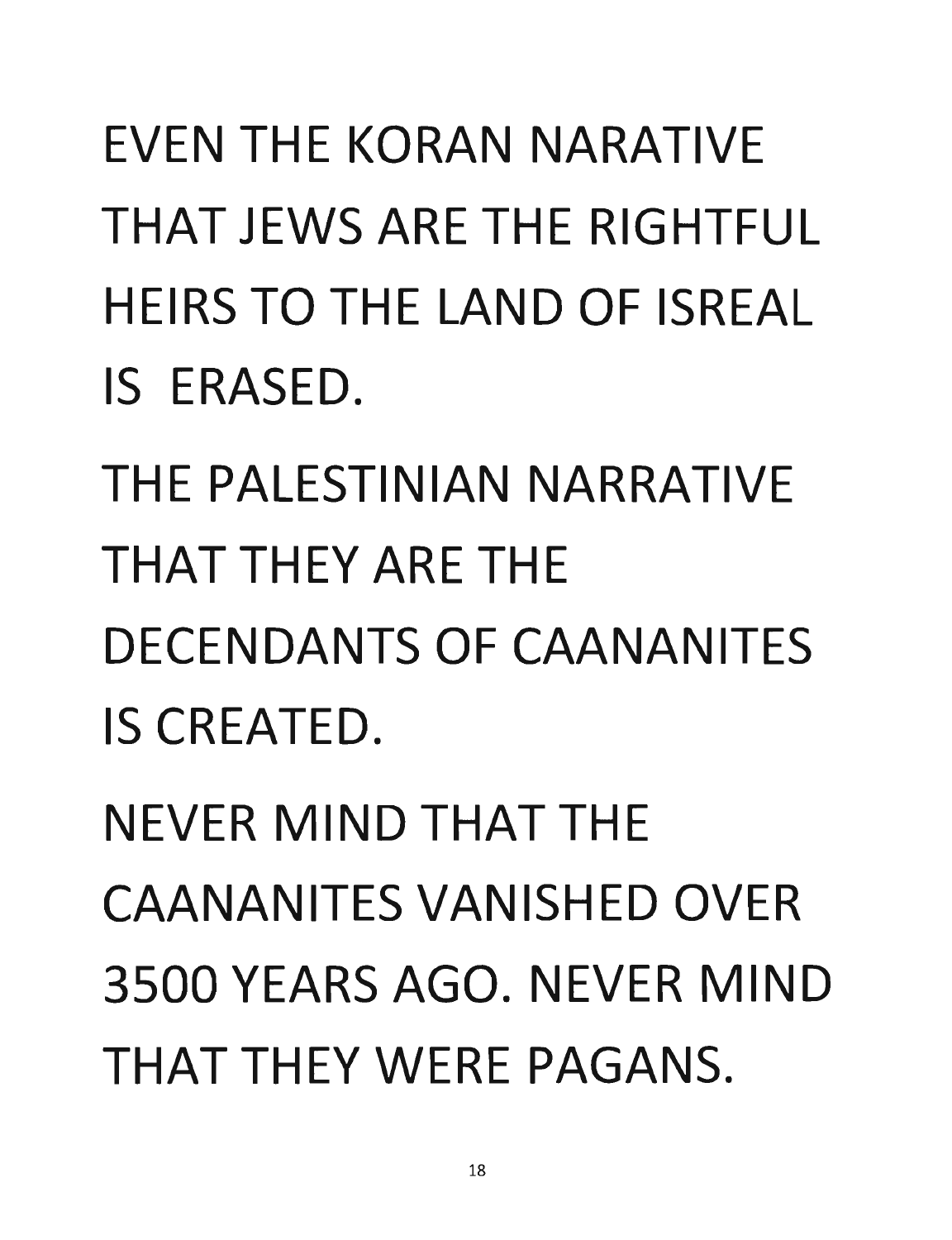EVEN THE KORAN NARATIVE THAT JEWS ARE THE RIGHTFUL HEIRS TO THE LAND OF ISREAL IS ERASED.

THE PALESTINIAN NARRATIVE THAT THEY ARE THE DECENDANTS OF CAANANITES IS CREATED.

NEVER MIND THAT THE CAANANITES VANISHED OVER 3500 YEARS AGO. NEVER MIND THAT THEY WERE PAGANS.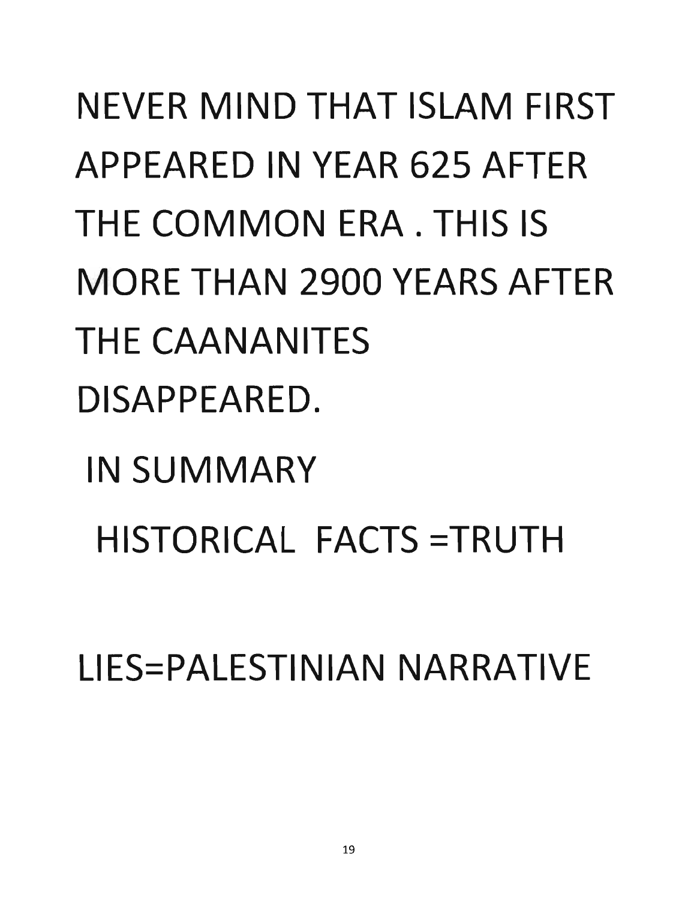NEVER MIND THAT ISLAM FIRST APPEARED IN YEAR 625 AFTER THE COMMON ERA . THIS IS MORE THAN 2900 YEARS AFTER THE CAANANITES DISAPPEARED.

IN SUMMARY

HISTORICAL FACTS =TRUTH

LIES=PALESTINIAN NARRATIVE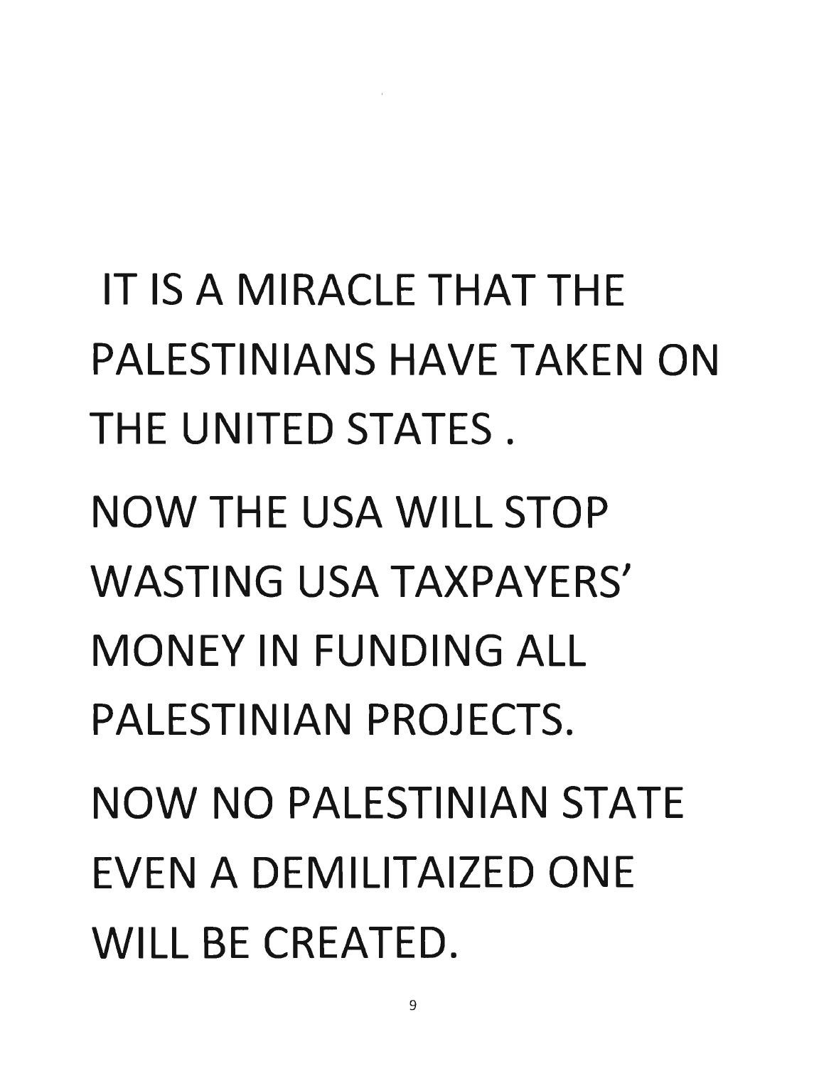IT IS A MIRACLE THAT THE PALESTINIANS HAVE TAKEN ON THE UNITED STATES .

NOW THE USA WILL STOP WASTING USA TAXPAYERS' MONEY IN FUNDING ALL PALESTINIAN PROJECTS.

NOW NO PALESTINIAN STATE EVEN A DEMILITAIZED ONE WILL BE CREATED.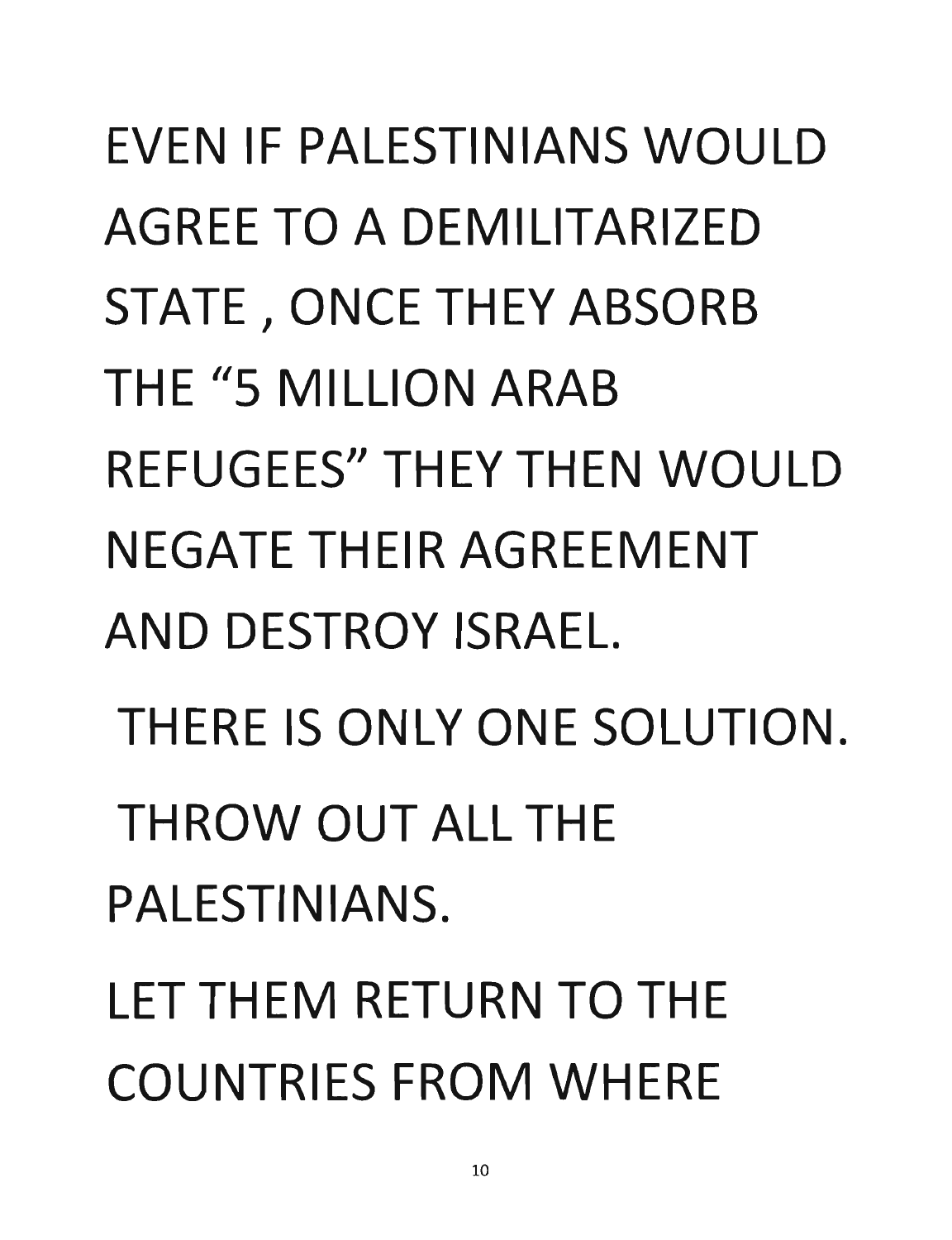EVEN IF PALESTINIANS WOULD AGREE TO A DEMILITARIZED STATE , ONCE THEY ABSORB THE "5 MILLION ARAB REFUGEES" THEY THEN WOULD NEGATE THEIR AGREEMENT AND DESTROY ISRAEL.

THERE IS ONLY ONE SOLUTION.

THROW OUT ALL THE PALESTINIANS.

LET THEM RETURN TO THE COUNTRIES FROM WHERE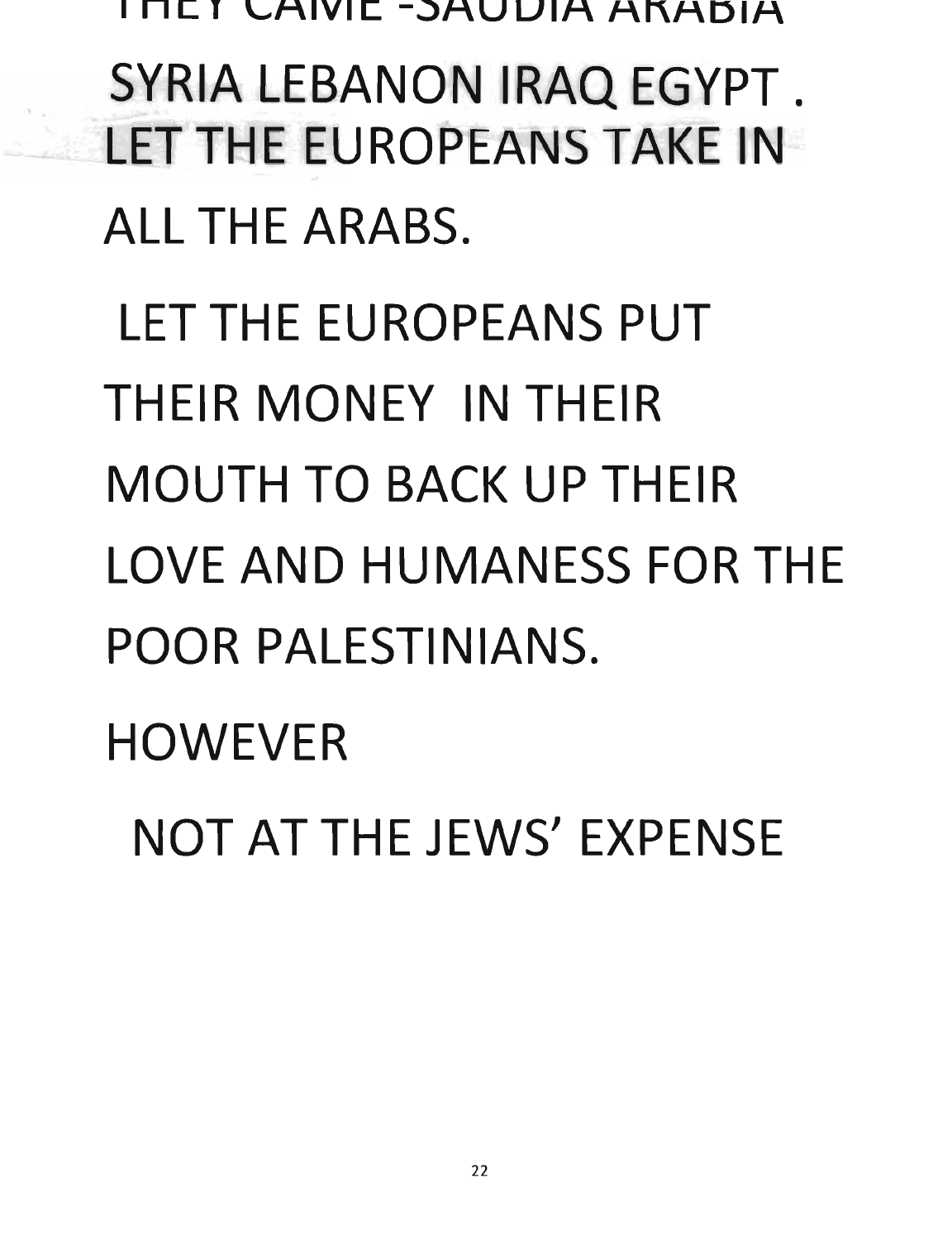THEY CAME -SAUDIA ARABIA SYRIA LEBANON IRAQ EGYPT . LET THE EUROPEANS TAKE IN ALL THE ARABS.

LET THE EUROPEANS PUT THEIR MONEY IN THEIR MOUTH TO BACK UP THEIR LOVE AND HUMANESS FOR THE POOR PALESTINIANS.

HOWEVER

NOT AT THE JEWS' EXPENSE